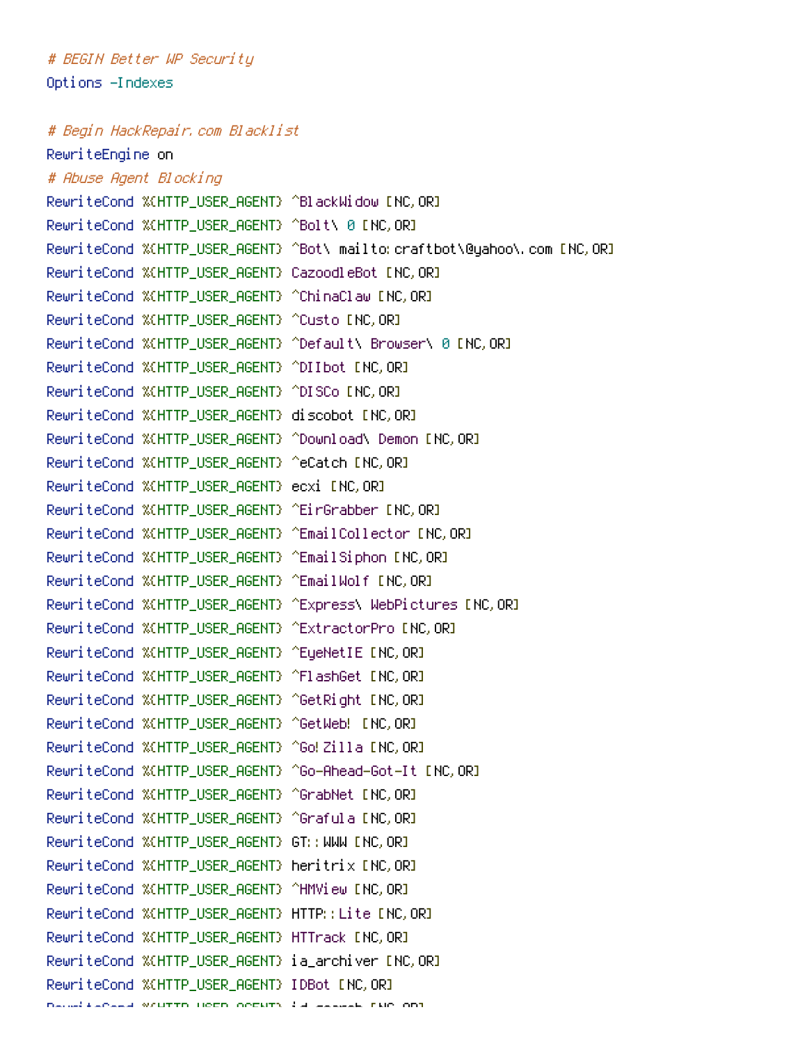```
# BEGIN Better WP Security
Options -Indexes

# Begin HackRepair.com Blacklist
RewriteEngine on
# Abuse Agent Blocking
RewriteCond %{HTTP_USER_AGENT} ^BlackWidow [NC,OR]
RewriteCond %{HTTP_USER_AGENT} ^Bolt\ 0 [NC,OR]
RewriteCond %{HTTP_USER_AGENT} ^Bot\ mailto:craftbot\@yahoo\.com [NC,OR]
RewriteCond %{HTTP_USER_AGENT} CazoodleBot [NC,OR]
RewriteCond %{HTTP_USER_AGENT} ^ChinaClaw [NC,OR]
RewriteCond %{HTTP_USER_AGENT} ^Custo [NC,OR]
RewriteCond %{HTTP_USER_AGENT} ^Default\ Browser\ 0 [NC,OR]
RewriteCond %{HTTP_USER_AGENT} ^DIIbot [NC,OR]
RewriteCond %{HTTP_USER_AGENT} ^DISCo [NC,OR]
RewriteCond %{HTTP_USER_AGENT} discobot [NC,OR]
RewriteCond %{HTTP_USER_AGENT} ^Download\ Demon [NC,OR]
RewriteCond %{HTTP_USER_AGENT} ^eCatch [NC,OR]
RewriteCond %{HTTP_USER_AGENT} ecxi [NC,OR]
RewriteCond %{HTTP_USER_AGENT} ^EirGrabber [NC,OR]
RewriteCond %{HTTP_USER_AGENT} ^EmailCollector [NC,OR]
RewriteCond %{HTTP_USER_AGENT} ^EmailSiphon [NC,OR]
RewriteCond %{HTTP_USER_AGENT} ^EmailWolf [NC,OR]
RewriteCond %{HTTP_USER_AGENT} ^Express\ WebPictures [NC,OR]
RewriteCond %{HTTP_USER_AGENT} ^ExtractorPro [NC,OR]
RewriteCond %{HTTP_USER_AGENT} ^EyeNetIE [NC,OR]
RewriteCond %{HTTP_USER_AGENT} ^FlashGet [NC,OR]
RewriteCond %{HTTP_USER_AGENT} ^GetRight [NC,OR]
RewriteCond %{HTTP_USER_AGENT} ^GetWeb! [NC,OR]
RewriteCond %{HTTP_USER_AGENT} ^Go!Zilla [NC,OR]
RewriteCond %{HTTP_USER_AGENT} ^Go-Ahead-Got-It [NC,OR]
RewriteCond %{HTTP_USER_AGENT} ^GrabNet [NC,OR]
RewriteCond %{HTTP_USER_AGENT} ^Grafula [NC,OR]
RewriteCond %{HTTP_USER_AGENT} GT::WWW [NC,OR]
RewriteCond %{HTTP_USER_AGENT} heritrix [NC,OR]
RewriteCond %{HTTP_USER_AGENT} ^HMView [NC,OR]
RewriteCond %{HTTP_USER_AGENT} HTTP::Lite [NC,OR]
RewriteCond %{HTTP_USER_AGENT} HTTrack [NC,OR]
RewriteCond %{HTTP_USER_AGENT} ia_archiver [NC,OR]
RewriteCond %{HTTP_USER_AGENT} IDBot [NC,OR]
RewriteCond %{HTTP_USER_AGENT} id-search [NC,OR]
```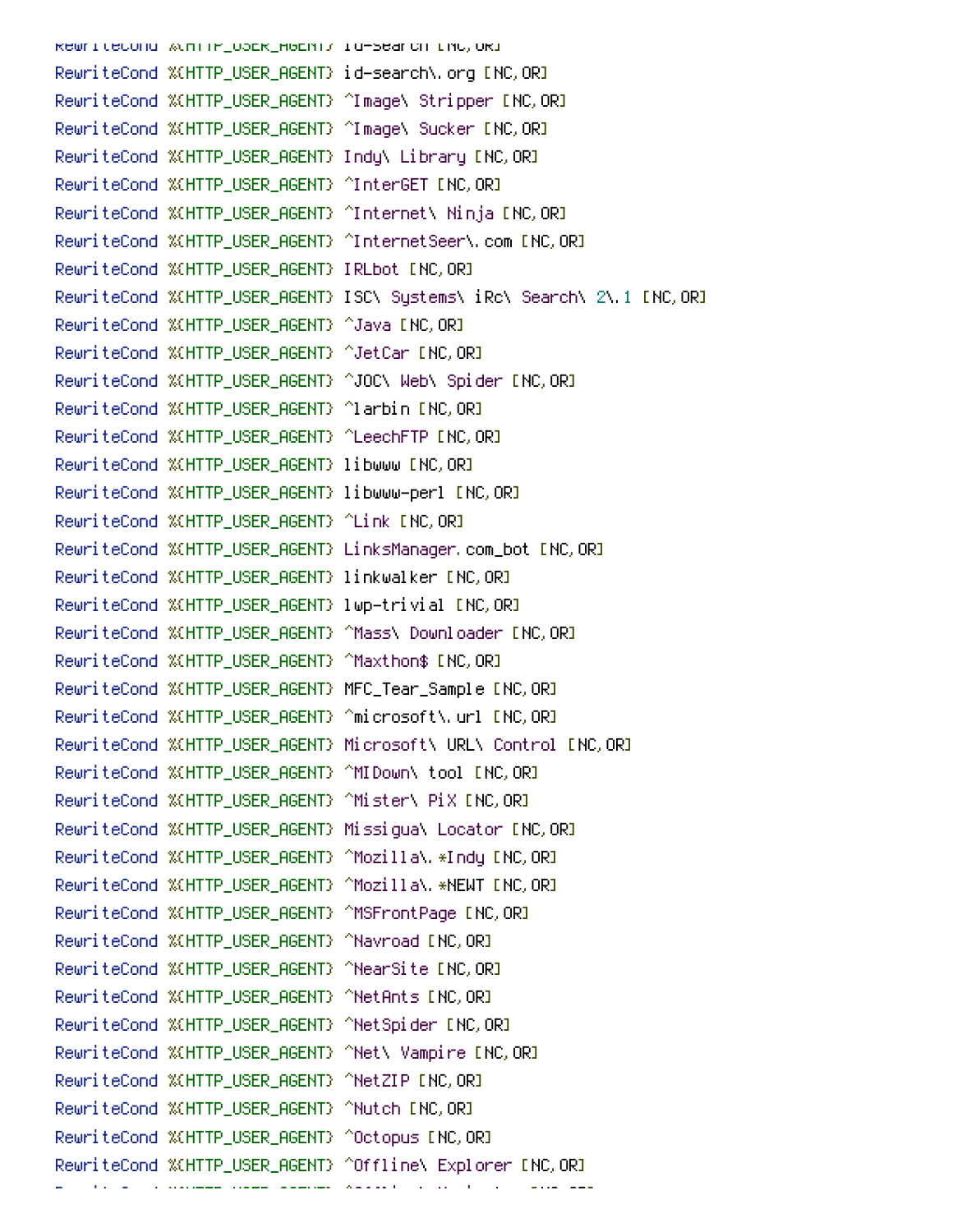```
RewriteCond %{HTTP_USER_AGENT} id-search [NC,OR]
RewriteCond %{HTTP_USER_AGENT} id-search\.org [NC,OR]
RewriteCond %{HTTP_USER_AGENT} ^Image\ Stripper [NC,OR]
RewriteCond %{HTTP_USER_AGENT} ^Image\ Sucker [NC,OR]
RewriteCond %{HTTP_USER_AGENT} Indy\ Library [NC,OR]
RewriteCond %{HTTP_USER_AGENT} ^InterGET [NC,OR]
RewriteCond %{HTTP_USER_AGENT} ^Internet\ Ninja [NC,OR]
RewriteCond %{HTTP_USER_AGENT} ^InternetSeer\.com [NC,OR]
RewriteCond %{HTTP_USER_AGENT} IRLbot [NC,OR]
RewriteCond %{HTTP_USER_AGENT} ISC\ Systems\ iRc\ Search\ 2\.1 [NC,OR]
RewriteCond %{HTTP_USER_AGENT} ^Java [NC,OR]
RewriteCond %{HTTP_USER_AGENT} ^JetCar [NC,OR]
RewriteCond %{HTTP_USER_AGENT} ^JOC\ Web\ Spider [NC,OR]
RewriteCond %{HTTP_USER_AGENT} ^larbin [NC,OR]
RewriteCond %{HTTP_USER_AGENT} ^LeechFTP [NC,OR]
RewriteCond %{HTTP_USER_AGENT} libwww [NC,OR]
RewriteCond %{HTTP_USER_AGENT} libwww-perl [NC,OR]
RewriteCond %{HTTP_USER_AGENT} ^Link [NC,OR]
RewriteCond %{HTTP_USER_AGENT} LinksManager.com_bot [NC,OR]
RewriteCond %{HTTP_USER_AGENT} linkwalker [NC,OR]
RewriteCond %{HTTP_USER_AGENT} lwp-trivial [NC,OR]
RewriteCond %{HTTP_USER_AGENT} ^Mass\ Downloader [NC,OR]
RewriteCond %{HTTP_USER_AGENT} ^Maxthon$ [NC,OR]
RewriteCond %{HTTP_USER_AGENT} MFC_Tear_Sample [NC,OR]
RewriteCond %{HTTP_USER_AGENT} ^microsoft\.url [NC,OR]
RewriteCond %{HTTP_USER_AGENT} Microsoft\ URL\ Control [NC,OR]
RewriteCond %{HTTP_USER_AGENT} ^MIDown\ tool [NC,OR]
RewriteCond %{HTTP_USER_AGENT} ^Mister\ PiX [NC,OR]
RewriteCond %{HTTP_USER_AGENT} Missigua\ Locator [NC,OR]
RewriteCond %{HTTP_USER_AGENT} ^Mozilla\.*Indy [NC,OR]
RewriteCond %{HTTP_USER_AGENT} ^Mozilla\.*NEWT [NC,OR]
RewriteCond %{HTTP_USER_AGENT} ^MSFrontPage [NC,OR]
RewriteCond %{HTTP_USER_AGENT} ^Navroad [NC,OR]
RewriteCond %{HTTP_USER_AGENT} ^NearSite [NC,OR]
RewriteCond %{HTTP_USER_AGENT} ^NetAnts [NC,OR]
RewriteCond %{HTTP_USER_AGENT} ^NetSpider [NC,OR]
RewriteCond %{HTTP_USER_AGENT} ^Net\ Vampire [NC,OR]
RewriteCond %{HTTP_USER_AGENT} ^NetZIP [NC,OR]
RewriteCond %{HTTP_USER_AGENT} ^Nutch [NC,OR]
RewriteCond %{HTTP_USER_AGENT} ^Octopus [NC,OR]
RewriteCond %{HTTP_USER_AGENT} ^Offline\ Explorer [NC,OR]
```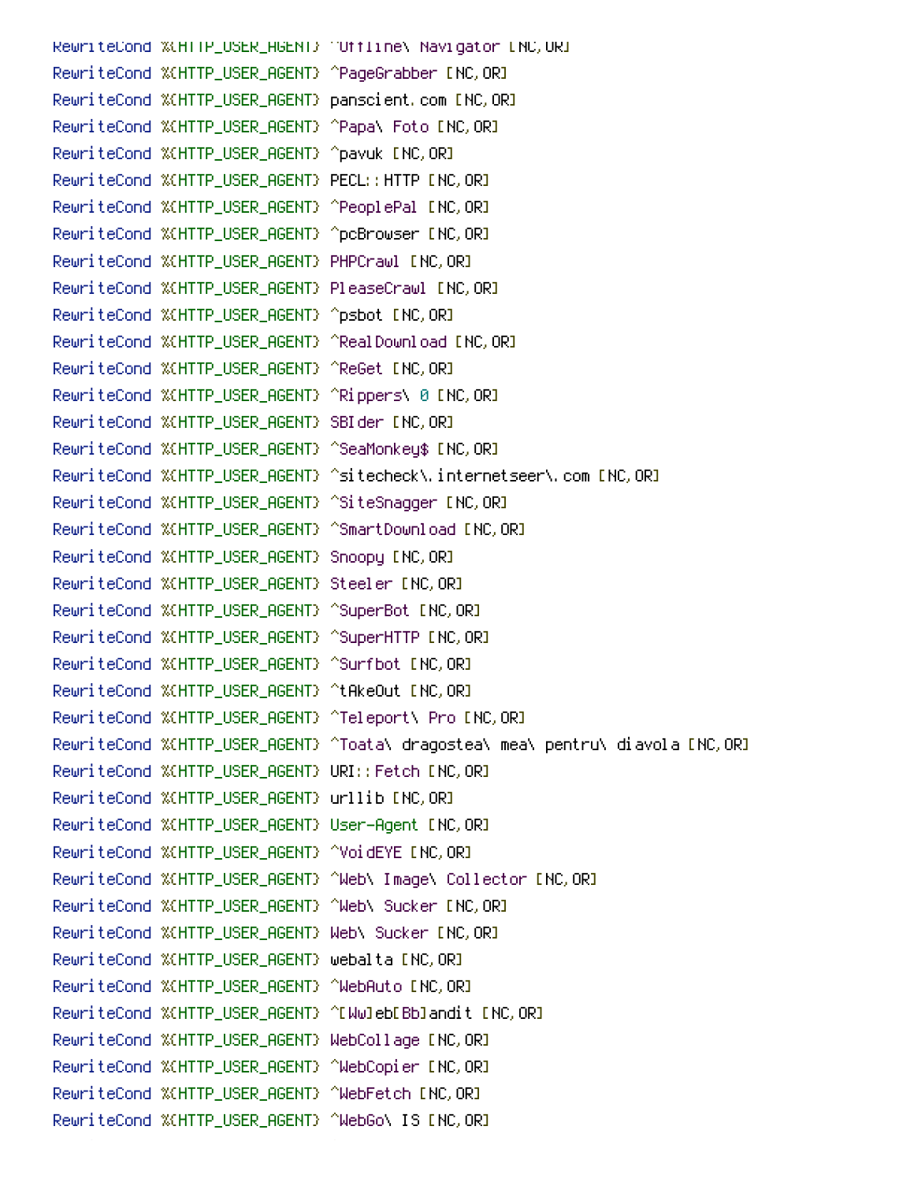```
RewriteCond %{HTTP_USER_AGENT} ^Offline\ Navigator [NC,OR]
RewriteCond %{HTTP_USER_AGENT} ^PageGrabber [NC,OR]
RewriteCond %{HTTP_USER_AGENT} panscient.com [NC,OR]
RewriteCond %{HTTP_USER_AGENT} ^Papa\ Foto [NC,OR]
RewriteCond %{HTTP_USER_AGENT} ^pavuk [NC,OR]
RewriteCond %{HTTP_USER_AGENT} PECL::HTTP [NC,OR]
RewriteCond %{HTTP_USER_AGENT} ^PeoplePal [NC,OR]
RewriteCond %{HTTP_USER_AGENT} ^pcBrowser [NC,OR]
RewriteCond %{HTTP_USER_AGENT} PHPCrawl [NC,OR]
RewriteCond %{HTTP_USER_AGENT} PleaseCrawl [NC,OR]
RewriteCond %{HTTP_USER_AGENT} ^psbot [NC,OR]
RewriteCond %{HTTP_USER_AGENT} ^RealDownload [NC,OR]
RewriteCond %{HTTP_USER_AGENT} ^ReGet [NC,OR]
RewriteCond %{HTTP_USER_AGENT} ^Rippers\ 0 [NC,OR]
RewriteCond %{HTTP_USER_AGENT} SBIder [NC,OR]
RewriteCond %{HTTP_USER_AGENT} ^SeaMonkey$ [NC,OR]
RewriteCond %{HTTP_USER_AGENT} ^sitecheck\.internetseer\.com [NC,OR]
RewriteCond %{HTTP_USER_AGENT} ^SiteSnagger [NC,OR]
RewriteCond %{HTTP_USER_AGENT} ^SmartDownload [NC,OR]
RewriteCond %{HTTP_USER_AGENT} Snoopy [NC,OR]
RewriteCond %{HTTP_USER_AGENT} Steeler [NC,OR]
RewriteCond %{HTTP_USER_AGENT} ^SuperBot [NC,OR]
RewriteCond %{HTTP_USER_AGENT} ^SuperHTTP [NC,OR]
RewriteCond %{HTTP_USER_AGENT} ^Surfbot [NC,OR]
RewriteCond %{HTTP_USER_AGENT} ^tAkeOut [NC,OR]
RewriteCond %{HTTP_USER_AGENT} ^Teleport\ Pro [NC,OR]
RewriteCond %{HTTP_USER_AGENT} ^Toata\ dragostea\ mea\ pentru\ diavola [NC,OR]
RewriteCond %{HTTP_USER_AGENT} URI::Fetch [NC,OR]
RewriteCond %{HTTP_USER_AGENT} urllib [NC,OR]
RewriteCond %{HTTP_USER_AGENT} User-Agent [NC,OR]
RewriteCond %{HTTP_USER_AGENT} ^VoidEYE [NC,OR]
RewriteCond %{HTTP_USER_AGENT} ^Web\ Image\ Collector [NC,OR]
RewriteCond %{HTTP_USER_AGENT} ^Web\ Sucker [NC,OR]
RewriteCond %{HTTP_USER_AGENT} Web\ Sucker [NC,OR]
RewriteCond %{HTTP_USER_AGENT} webalta [NC,OR]
RewriteCond %{HTTP_USER_AGENT} ^WebAuto [NC,OR]
RewriteCond %{HTTP_USER_AGENT} ^[Ww]eb[Bb]andit [NC,OR]
RewriteCond %{HTTP_USER_AGENT} WebCollage [NC,OR]
RewriteCond %{HTTP_USER_AGENT} ^WebCopier [NC,OR]
RewriteCond %{HTTP_USER_AGENT} ^WebFetch [NC,OR]
RewriteCond %{HTTP_USER_AGENT} ^WebGo\ IS [NC,OR]
```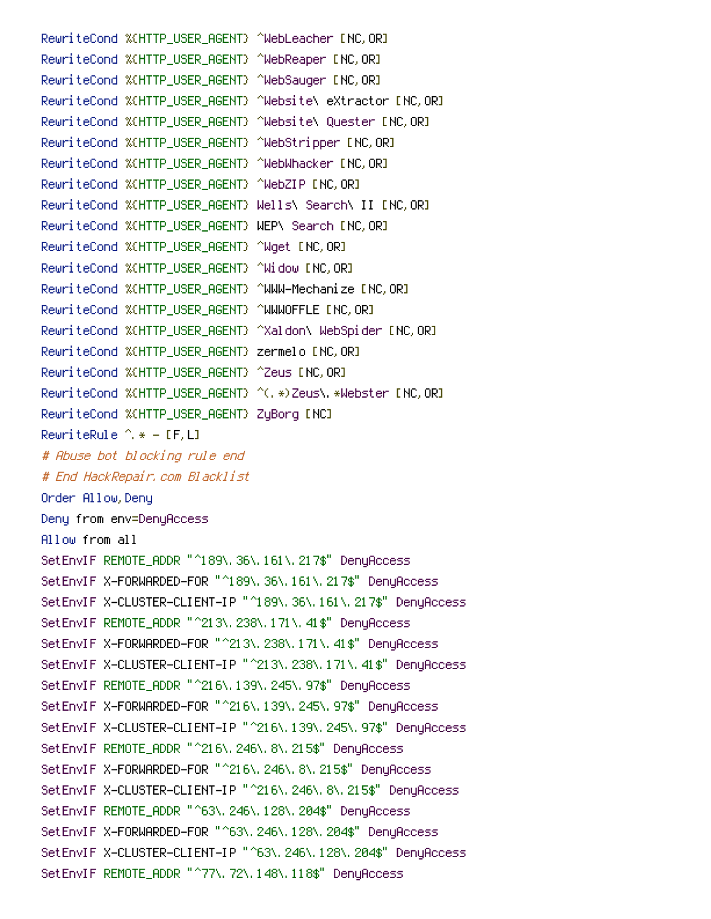```
RewriteCond %{HTTP_USER_AGENT} ^WebLeacher [NC,OR]
RewriteCond %{HTTP_USER_AGENT} ^WebReaper [NC,OR]
RewriteCond %{HTTP_USER_AGENT} ^WebSauger [NC,OR]
RewriteCond %{HTTP_USER_AGENT} ^Website\ eXtractor [NC,OR]
RewriteCond %{HTTP_USER_AGENT} ^Website\ Quester [NC,OR]
RewriteCond %{HTTP_USER_AGENT} ^WebStripper [NC,OR]
RewriteCond %{HTTP_USER_AGENT} ^WebWhacker [NC,OR]
RewriteCond %{HTTP_USER_AGENT} ^WebZIP [NC,OR]
RewriteCond %{HTTP_USER_AGENT} Wells\ Search\ II [NC,OR]
RewriteCond %{HTTP_USER_AGENT} WEP\ Search [NC,OR]
RewriteCond %{HTTP_USER_AGENT} ^Wget [NC,OR]
RewriteCond %{HTTP_USER_AGENT} ^Widow [NC,OR]
RewriteCond %{HTTP_USER_AGENT} ^WWW-Mechanize [NC,OR]
RewriteCond %{HTTP_USER_AGENT} ^WWWOFFLE [NC,OR]
RewriteCond %{HTTP_USER_AGENT} ^Xaldon\ WebSpider [NC,OR]
RewriteCond %{HTTP_USER_AGENT} zermelo [NC,OR]
RewriteCond %{HTTP_USER_AGENT} ^Zeus [NC,OR]
RewriteCond %{HTTP_USER_AGENT} ^(.*)Zeus\.*Webster [NC,OR]
RewriteCond %{HTTP_USER_AGENT} ZyBorg [NC]
RewriteRule ^.* - [F,L]
# Abuse bot blocking rule end
# End HackRepair.com Blacklist
Order Allow,Deny
Deny from env=DenyAccess
Allow from all
SetEnvIF REMOTE_ADDR "^189\.36\.161\.217$" DenyAccess
SetEnvIF X-FORWARDED-FOR "^189\.36\.161\.217$" DenyAccess
SetEnvIF X-CLUSTER-CLIENT-IP "^189\.36\.161\.217$" DenyAccess
SetEnvIF REMOTE_ADDR "^213\.238\.171\.41$" DenyAccess
SetEnvIF X-FORWARDED-FOR "^213\.238\.171\.41$" DenyAccess
SetEnvIF X-CLUSTER-CLIENT-IP "^213\.238\.171\.41$" DenyAccess
SetEnvIF REMOTE_ADDR "^216\.139\.245\.97$" DenyAccess
SetEnvIF X-FORWARDED-FOR "^216\.139\.245\.97$" DenyAccess
SetEnvIF X-CLUSTER-CLIENT-IP "^216\.139\.245\.97$" DenyAccess
SetEnvIF REMOTE_ADDR "^216\.246\.8\.215$" DenyAccess
SetEnvIF X-FORWARDED-FOR "^216\.246\.8\.215$" DenyAccess
SetEnvIF X-CLUSTER-CLIENT-IP "^216\.246\.8\.215$" DenyAccess
SetEnvIF REMOTE_ADDR "^63\.246\.128\.204$" DenyAccess
SetEnvIF X-FORWARDED-FOR "^63\.246\.128\.204$" DenyAccess
SetEnvIF X-CLUSTER-CLIENT-IP "^63\.246\.128\.204$" DenyAccess
SetEnvIF REMOTE_ADDR "^77\.72\.148\.118$" DenyAccess
```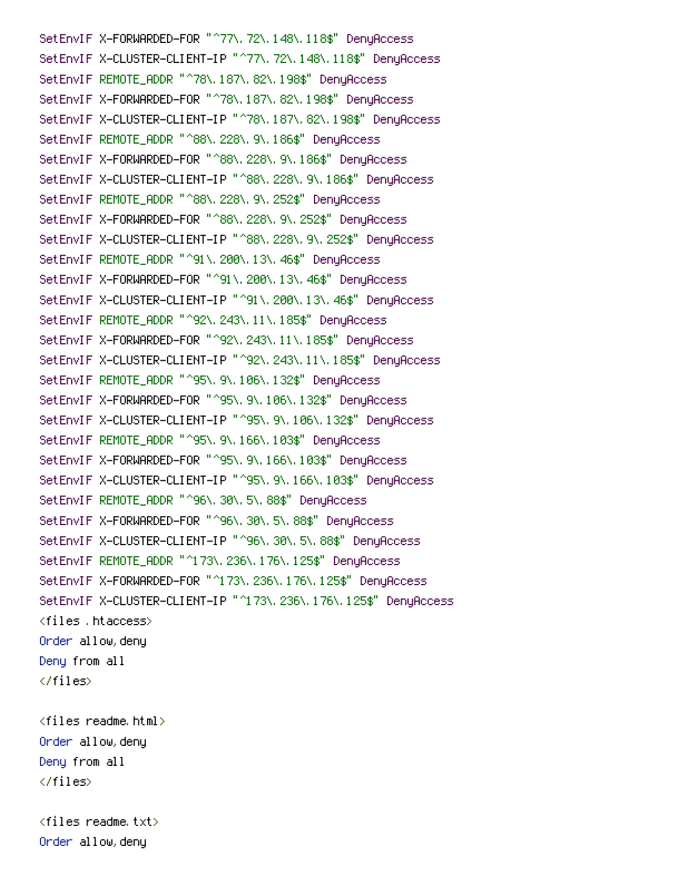```
SetEnvIF X-FORWARDED-FOR "^77\.72\.148\.118$" DenyAccess
SetEnvIF X-CLUSTER-CLIENT-IP "^77\.72\.148\.118$" DenyAccess
SetEnvIF REMOTE_ADDR "^78\.187\.82\.198$" DenyAccess
SetEnvIF X-FORWARDED-FOR "^78\.187\.82\.198$" DenyAccess
SetEnvIF X-CLUSTER-CLIENT-IP "^78\.187\.82\.198$" DenyAccess
SetEnvIF REMOTE_ADDR "^88\.228\.9\.186$" DenyAccess
SetEnvIF X-FORWARDED-FOR "^88\.228\.9\.186$" DenyAccess
SetEnvIF X-CLUSTER-CLIENT-IP "^88\.228\.9\.186$" DenyAccess
SetEnvIF REMOTE_ADDR "^88\.228\.9\.252$" DenyAccess
SetEnvIF X-FORWARDED-FOR "^88\.228\.9\.252$" DenyAccess
SetEnvIF X-CLUSTER-CLIENT-IP "^88\.228\.9\.252$" DenyAccess
SetEnvIF REMOTE_ADDR "^91\.200\.13\.46$" DenyAccess
SetEnvIF X-FORWARDED-FOR "^91\.200\.13\.46$" DenyAccess
SetEnvIF X-CLUSTER-CLIENT-IP "^91\.200\.13\.46$" DenyAccess
SetEnvIF REMOTE_ADDR "^92\.243\.11\.185$" DenyAccess
SetEnvIF X-FORWARDED-FOR "^92\.243\.11\.185$" DenyAccess
SetEnvIF X-CLUSTER-CLIENT-IP "^92\.243\.11\.185$" DenyAccess
SetEnvIF REMOTE_ADDR "^95\.9\.106\.132$" DenyAccess
SetEnvIF X-FORWARDED-FOR "^95\.9\.106\.132$" DenyAccess
SetEnvIF X-CLUSTER-CLIENT-IP "^95\.9\.106\.132$" DenyAccess
SetEnvIF REMOTE_ADDR "^95\.9\.166\.103$" DenyAccess
SetEnvIF X-FORWARDED-FOR "^95\.9\.166\.103$" DenyAccess
SetEnvIF X-CLUSTER-CLIENT-IP "^95\.9\.166\.103$" DenyAccess
SetEnvIF REMOTE_ADDR "^96\.30\.5\.88$" DenyAccess
SetEnvIF X-FORWARDED-FOR "^96\.30\.5\.88$" DenyAccess
SetEnvIF X-CLUSTER-CLIENT-IP "^96\.30\.5\.88$" DenyAccess
SetEnvIF REMOTE_ADDR "^173\.236\.176\.125$" DenyAccess
SetEnvIF X-FORWARDED-FOR "^173\.236\.176\.125$" DenyAccess
SetEnvIF X-CLUSTER-CLIENT-IP "^173\.236\.176\.125$" DenyAccess
<files .htaccess>
Order allow,deny
Deny from all
</files>

<files readme.html>
Order allow,deny
Deny from all
</files>

<files readme.txt>
Order allow,deny
```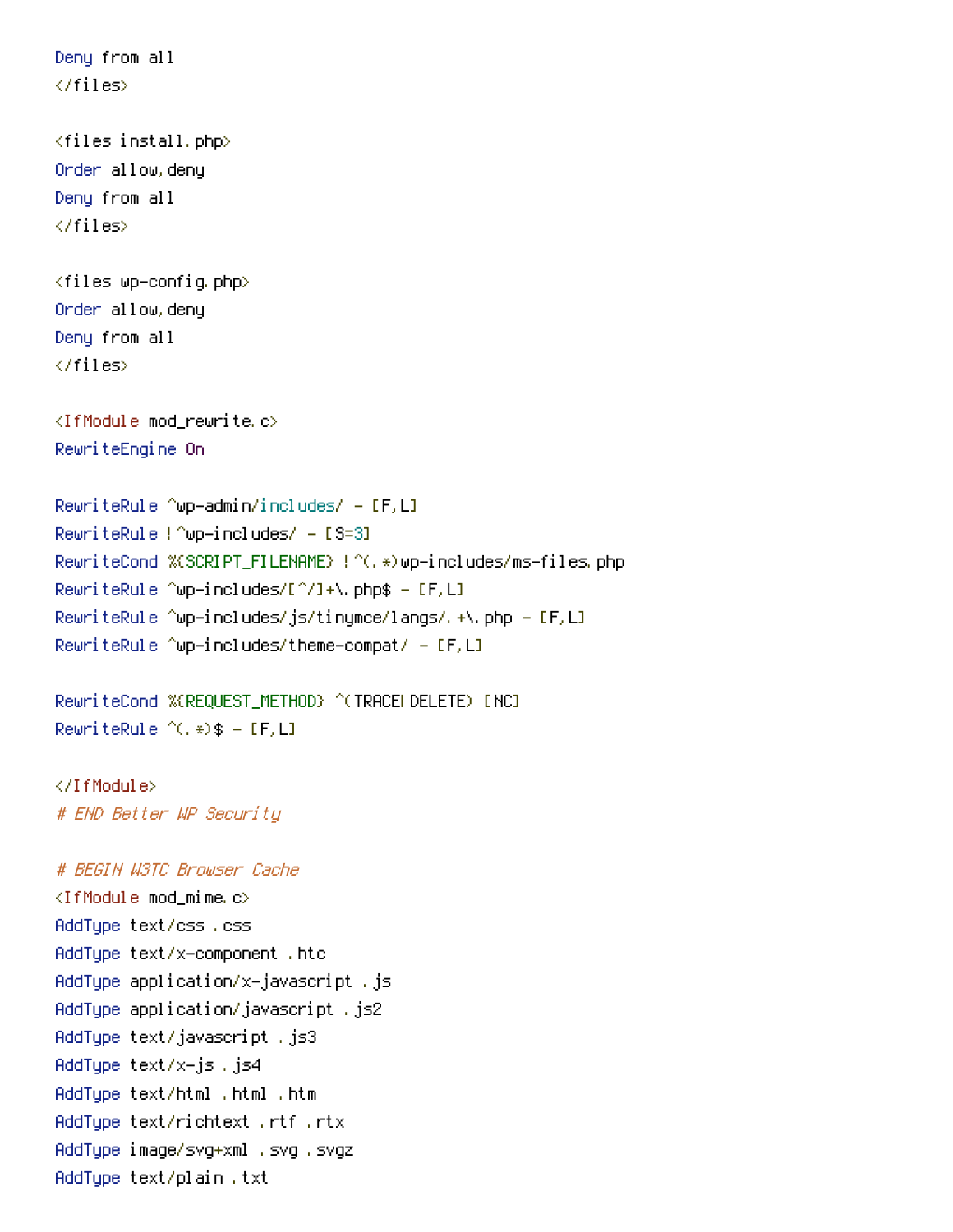```
Deny from all
</files>

<files install.php>
Order allow,deny
Deny from all
</files>

<files wp-config.php>
Order allow,deny
Deny from all
</files>

<IfModule mod_rewrite.c>
RewriteEngine On

RewriteRule ^wp-admin/includes/ - [F,L]
RewriteRule !^wp-includes/ - [S=3]
RewriteCond %{SCRIPT_FILENAME} !^(.*)wp-includes/ms-files.php
RewriteRule ^wp-includes/[^/]+\.php$ - [F,L]
RewriteRule ^wp-includes/js/tinymce/langs/.+\.php - [F,L]
RewriteRule ^wp-includes/theme-compat/ - [F,L]

RewriteCond %{REQUEST_METHOD} ^(TRACE|DELETE) [NC]
RewriteRule ^(.*)$ - [F,L]

</IfModule>
# END Better WP Security

# BEGIN W3TC Browser Cache
<IfModule mod_mime.c>
AddType text/css .css
AddType text/x-component .htc
AddType application/x-javascript .js
AddType application/javascript .js2
AddType text/javascript .js3
AddType text/x-js .js4
AddType text/html .html .htm
AddType text/richtext .rtf .rtx
AddType image/svg+xml .svg .svgz
AddType text/plain .txt
```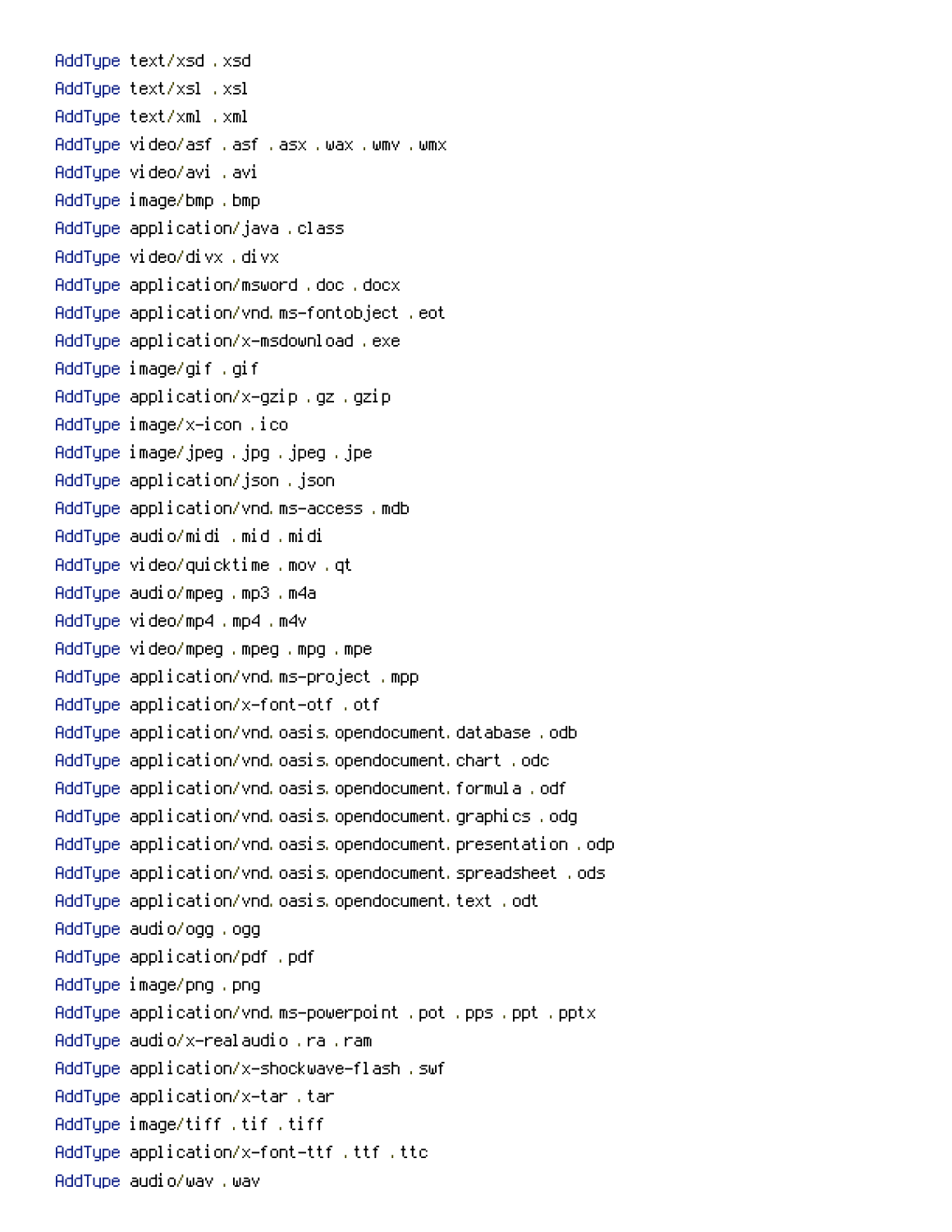```
AddType text/xsd .xsd
AddType text/xsl .xsl
AddType text/xml .xml
AddType video/asf .asf .asx .wax .wmv .wmx
AddType video/avi .avi
AddType image/bmp .bmp
AddType application/java .class
AddType video/divx .divx
AddType application/msword .doc .docx
AddType application/vnd.ms-fontobject .eot
AddType application/x-msdownload .exe
AddType image/gif .gif
AddType application/x-gzip .gz .gzip
AddType image/x-icon .ico
AddType image/jpeg .jpg .jpeg .jpe
AddType application/json .json
AddType application/vnd.ms-access .mdb
AddType audio/midi .mid .midi
AddType video/quicktime .mov .qt
AddType audio/mpeg .mp3 .m4a
AddType video/mp4 .mp4 .m4v
AddType video/mpeg .mpeg .mpg .mpe
AddType application/vnd.ms-project .mpp
AddType application/x-font-otf .otf
AddType application/vnd.oasis.opendocument.database .odb
AddType application/vnd.oasis.opendocument.chart .odc
AddType application/vnd.oasis.opendocument.formula .odf
AddType application/vnd.oasis.opendocument.graphics .odg
AddType application/vnd.oasis.opendocument.presentation .odp
AddType application/vnd.oasis.opendocument.spreadsheet .ods
AddType application/vnd.oasis.opendocument.text .odt
AddType audio/ogg .ogg
AddType application/pdf .pdf
AddType image/png .png
AddType application/vnd.ms-powerpoint .pot .pps .ppt .pptx
AddType audio/x-realaudio .ra .ram
AddType application/x-shockwave-flash .swf
AddType application/x-tar .tar
AddType image/tiff .tif .tiff
AddType application/x-font-ttf .ttf .ttc
AddType audio/wav .wav
```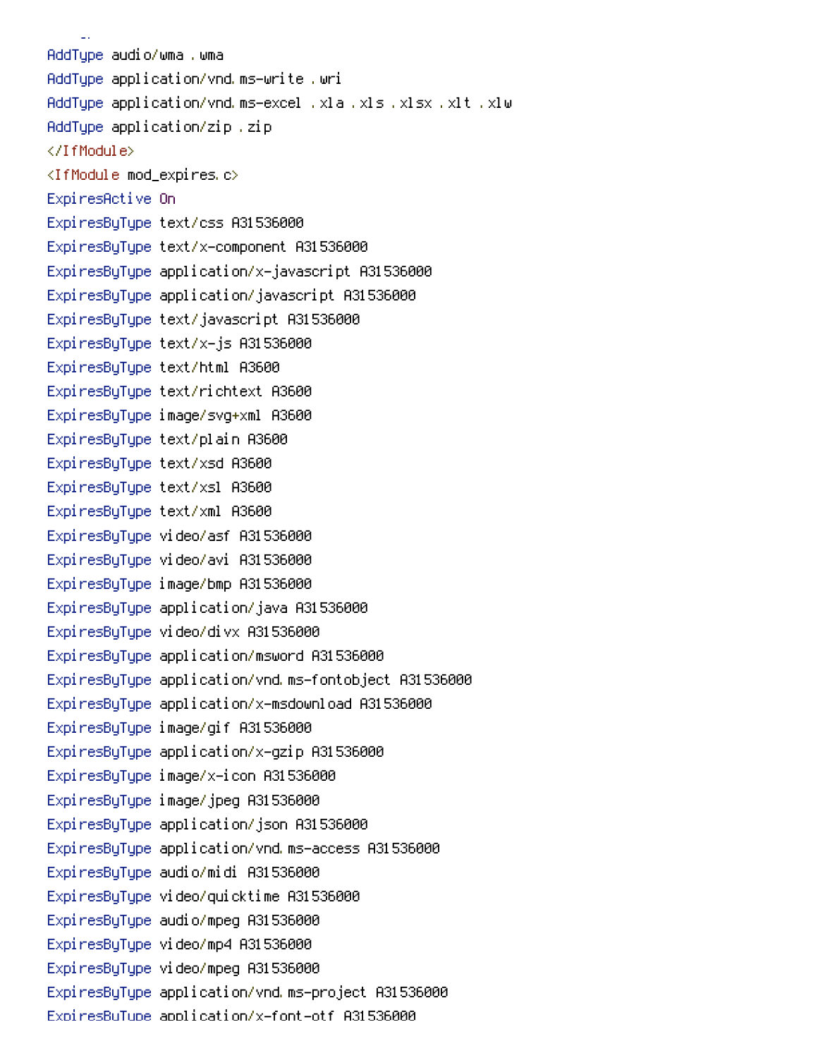```
AddType audio/wma .wma
AddType application/vnd.ms-write .wri
AddType application/vnd.ms-excel .xla .xls .xlsx .xlt .xlw
AddType application/zip .zip
</IfModule>
<IfModule mod_expires.c>
ExpiresActive On
ExpiresByType text/css A31536000
ExpiresByType text/x-component A31536000
ExpiresByType application/x-javascript A31536000
ExpiresByType application/javascript A31536000
ExpiresByType text/javascript A31536000
ExpiresByType text/x-js A31536000
ExpiresByType text/html A3600
ExpiresByType text/richtext A3600
ExpiresByType image/svg+xml A3600
ExpiresByType text/plain A3600
ExpiresByType text/xsd A3600
ExpiresByType text/xsl A3600
ExpiresByType text/xml A3600
ExpiresByType video/asf A31536000
ExpiresByType video/avi A31536000
ExpiresByType image/bmp A31536000
ExpiresByType application/java A31536000
ExpiresByType video/divx A31536000
ExpiresByType application/msword A31536000
ExpiresByType application/vnd.ms-fontobject A31536000
ExpiresByType application/x-msdownload A31536000
ExpiresByType image/gif A31536000
ExpiresByType application/x-gzip A31536000
ExpiresByType image/x-icon A31536000
ExpiresByType image/jpeg A31536000
ExpiresByType application/json A31536000
ExpiresByType application/vnd.ms-access A31536000
ExpiresByType audio/midi A31536000
ExpiresByType video/quicktime A31536000
ExpiresByType audio/mpeg A31536000
ExpiresByType video/mp4 A31536000
ExpiresByType video/mpeg A31536000
ExpiresByType application/vnd.ms-project A31536000
ExpiresByType application/x-font-otf A31536000
```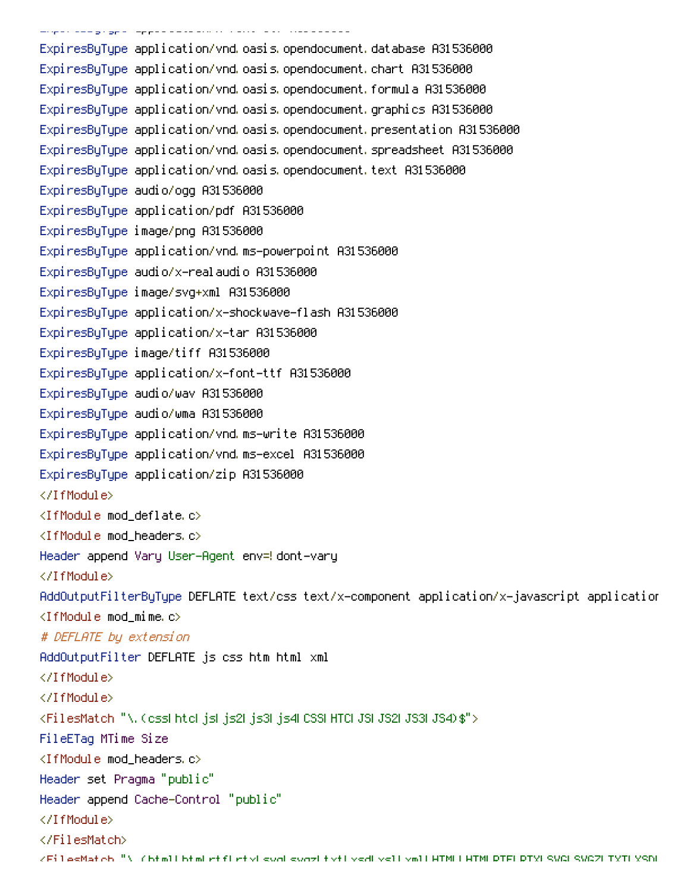```
ExpiresByType application/vnd.oasis.opendocument.database A31536000
ExpiresByType application/vnd.oasis.opendocument.chart A31536000
ExpiresByType application/vnd.oasis.opendocument.formula A31536000
ExpiresByType application/vnd.oasis.opendocument.graphics A31536000
ExpiresByType application/vnd.oasis.opendocument.presentation A31536000
ExpiresByType application/vnd.oasis.opendocument.spreadsheet A31536000
ExpiresByType application/vnd.oasis.opendocument.text A31536000
ExpiresByType audio/ogg A31536000
ExpiresByType application/pdf A31536000
ExpiresByType image/png A31536000
ExpiresByType application/vnd.ms-powerpoint A31536000
ExpiresByType audio/x-realaudio A31536000
ExpiresByType image/svg+xml A31536000
ExpiresByType application/x-shockwave-flash A31536000
ExpiresByType application/x-tar A31536000
ExpiresByType image/tiff A31536000
ExpiresByType application/x-font-ttf A31536000
ExpiresByType audio/wav A31536000
ExpiresByType audio/wma A31536000
ExpiresByType application/vnd.ms-write A31536000
ExpiresByType application/vnd.ms-excel A31536000
ExpiresByType application/zip A31536000
</IfModule>
<IfModule mod_deflate.c>
<IfModule mod_headers.c>
Header append Vary User-Agent env=!dont-vary
</IfModule>
AddOutputFilterByType DEFLATE text/css text/x-component application/x-javascript applicatior
<IfModule mod_mime.c>
# DEFLATE by extension
AddOutputFilter DEFLATE js css htm html xml
</IfModule>
</IfModule>
<FilesMatch "\.(css|htc|js|js2|js3|js4|CSS|HTC|JS|JS2|JS3|JS4)$">
FileETag MTime Size
<IfModule mod_headers.c>
Header set Pragma "public"
Header append Cache-Control "public"
</IfModule>
</FilesMatch>
```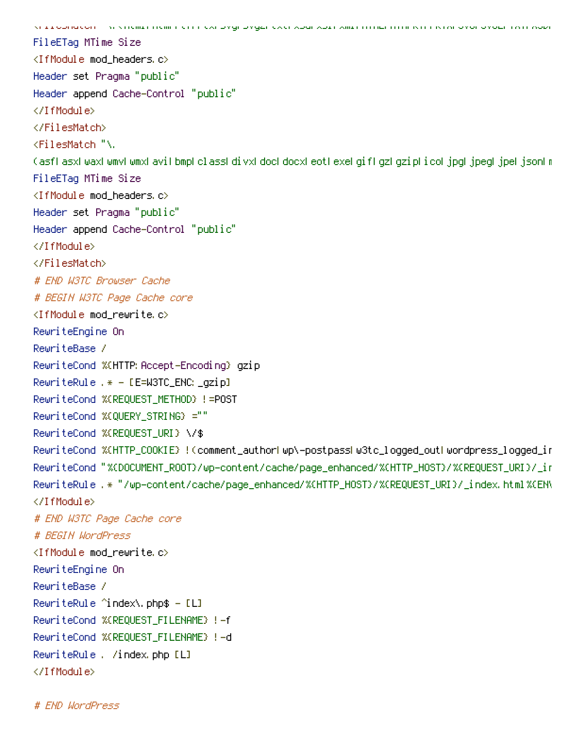```
FileETag MTime Size
<IfModule mod_headers.c>
Header set Pragma "public"
Header append Cache-Control "public"
</IfModule>
</FilesMatch>
<FilesMatch "\.
(asf|asx|wax|wmv|wmx|avi|bmp|class|divx|doc|docx|eot|exe|gif|gz|gzip|ico|jpg|jpeg|jpe|json|m
FileETag MTime Size
<IfModule mod_headers.c>
Header set Pragma "public"
Header append Cache-Control "public"
</IfModule>
</FilesMatch>
# END W3TC Browser Cache
# BEGIN W3TC Page Cache core
<IfModule mod_rewrite.c>
RewriteEngine On
RewriteBase /
RewriteCond %{HTTP:Accept-Encoding} gzip
RewriteRule .* - [E=W3TC_ENC:_gzip]
RewriteCond %{REQUEST_METHOD} !=POST
RewriteCond %{QUERY_STRING} =""
RewriteCond %{REQUEST_URI} \/$
RewriteCond %{HTTP_COOKIE} !(comment_author|wp\-postpass|w3tc_logged_out|wordpress_logged_in
RewriteCond "%{DOCUMENT_ROOT}/wp-content/cache/page_enhanced/%{HTTP_HOST}/%{REQUEST_URI}/_in
RewriteRule .* "/wp-content/cache/page_enhanced/%{HTTP_HOST}/%{REQUEST_URI}/_index.html%{ENV
</IfModule>
# END W3TC Page Cache core
# BEGIN WordPress
<IfModule mod_rewrite.c>
RewriteEngine On
RewriteBase /
RewriteRule ^index\.php$ - [L]
RewriteCond %{REQUEST_FILENAME} !-f
RewriteCond %{REQUEST_FILENAME} !-d
RewriteRule . /index.php [L]
</IfModule>

# END WordPress
```